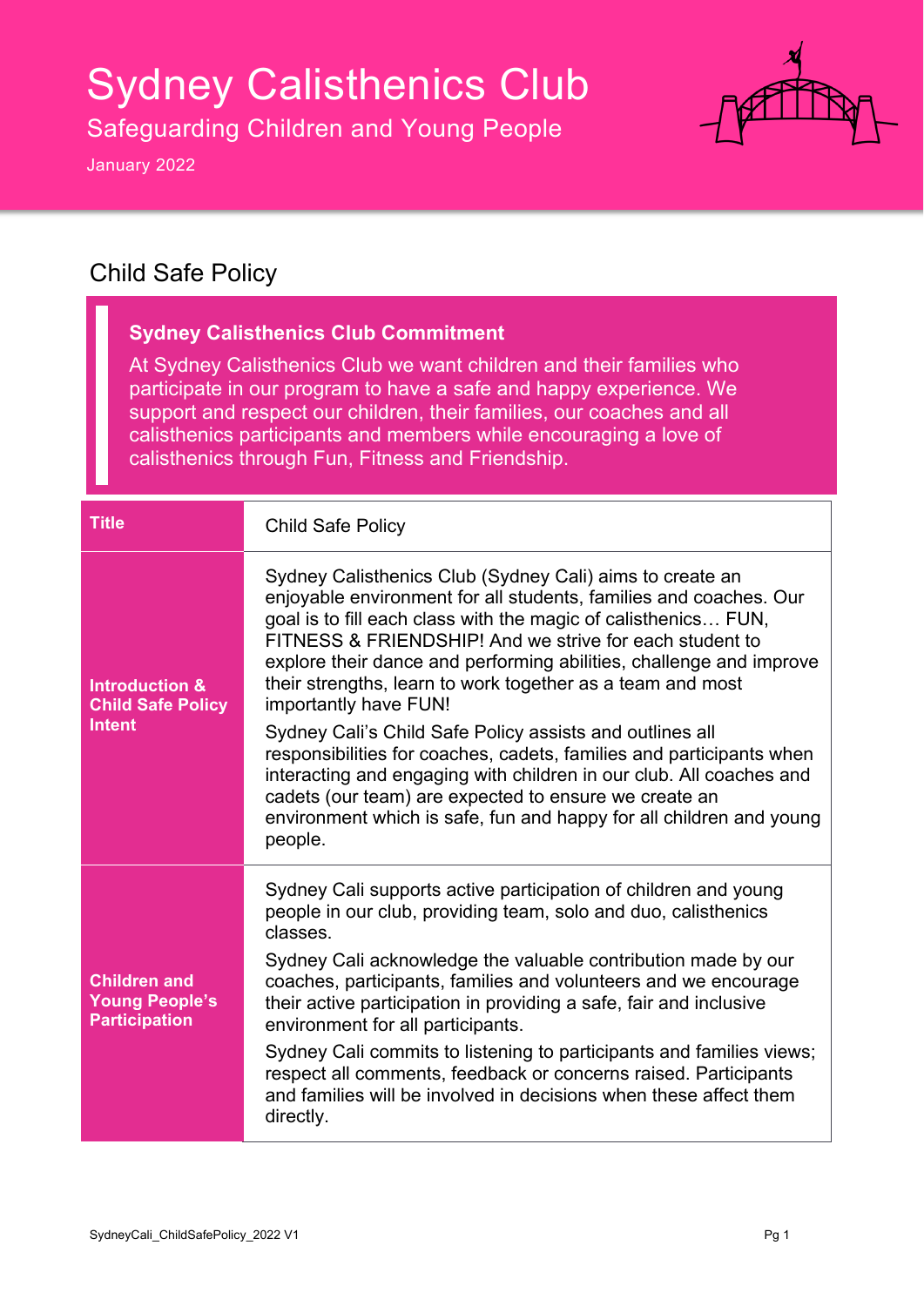# Sydney Calisthenics Club

## Safeguarding Children and Young People

January 2022

## Child Safe Policy

> **Sydney Calisthenics Club Commitment**
>
> At Sydney Calisthenics Club we want children and their families who participate in our program to have a safe and happy experience. We support and respect our children, their families, our coaches and all calisthenics participants and members while encouraging a love of calisthenics through Fun, Fitness and Friendship.

| **Title** | Child Safe Policy |
|---|---|
| **Introduction & Child Safe Policy Intent** | Sydney Calisthenics Club (Sydney Cali) aims to create an enjoyable environment for all students, families and coaches. Our goal is to fill each class with the magic of calisthenics… FUN, FITNESS & FRIENDSHIP! And we strive for each student to explore their dance and performing abilities, challenge and improve their strengths, learn to work together as a team and most importantly have FUN!<br><br>Sydney Cali's Child Safe Policy assists and outlines all responsibilities for coaches, cadets, families and participants when interacting and engaging with children in our club. All coaches and cadets (our team) are expected to ensure we create an environment which is safe, fun and happy for all children and young people. |
| **Children and Young People's Participation** | Sydney Cali supports active participation of children and young people in our club, providing team, solo and duo, calisthenics classes.<br><br>Sydney Cali acknowledge the valuable contribution made by our coaches, participants, families and volunteers and we encourage their active participation in providing a safe, fair and inclusive environment for all participants.<br><br>Sydney Cali commits to listening to participants and families views; respect all comments, feedback or concerns raised. Participants and families will be involved in decisions when these affect them directly. |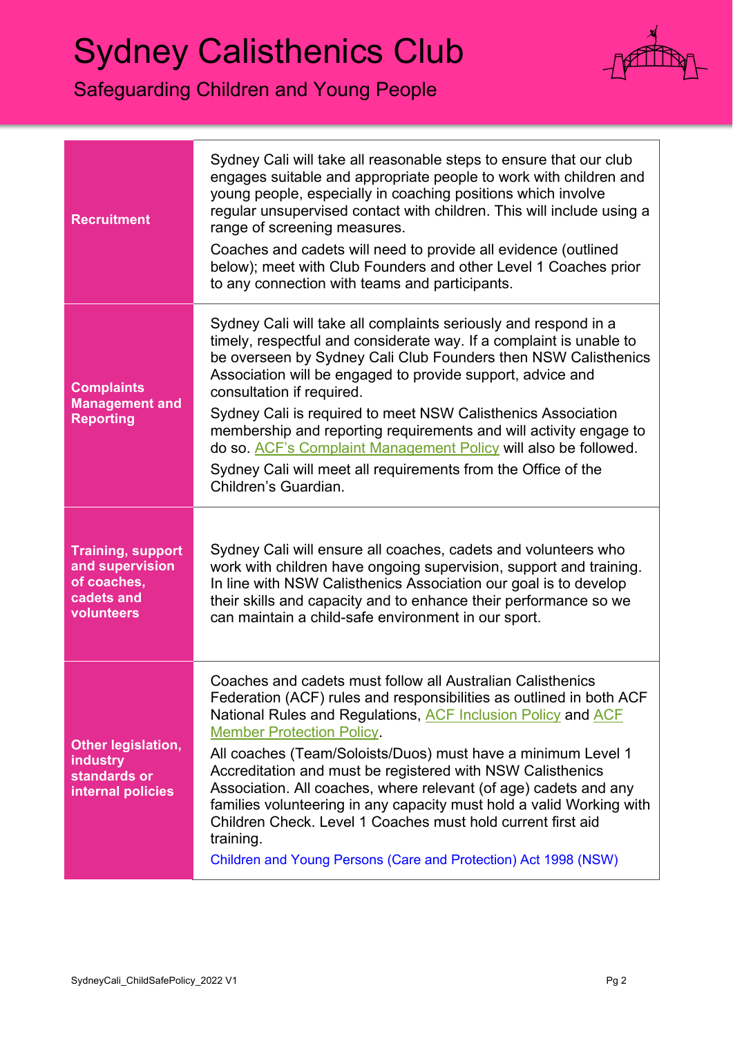# Sydney Calisthenics Club

## Safeguarding Children and Young People

| | |
|---|---|
| **Recruitment** | Sydney Cali will take all reasonable steps to ensure that our club engages suitable and appropriate people to work with children and young people, especially in coaching positions which involve regular unsupervised contact with children. This will include using a range of screening measures.<br><br>Coaches and cadets will need to provide all evidence (outlined below); meet with Club Founders and other Level 1 Coaches prior to any connection with teams and participants. |
| **Complaints Management and Reporting** | Sydney Cali will take all complaints seriously and respond in a timely, respectful and considerate way. If a complaint is unable to be overseen by Sydney Cali Club Founders then NSW Calisthenics Association will be engaged to provide support, advice and consultation if required.<br><br>Sydney Cali is required to meet NSW Calisthenics Association membership and reporting requirements and will activity engage to do so. ACF's Complaint Management Policy will also be followed.<br><br>Sydney Cali will meet all requirements from the Office of the Children's Guardian. |
| **Training, support and supervision of coaches, cadets and volunteers** | Sydney Cali will ensure all coaches, cadets and volunteers who work with children have ongoing supervision, support and training. In line with NSW Calisthenics Association our goal is to develop their skills and capacity and to enhance their performance so we can maintain a child-safe environment in our sport. |
| **Other legislation, industry standards or internal policies** | Coaches and cadets must follow all Australian Calisthenics Federation (ACF) rules and responsibilities as outlined in both ACF National Rules and Regulations, ACF Inclusion Policy and ACF Member Protection Policy.<br><br>All coaches (Team/Soloists/Duos) must have a minimum Level 1 Accreditation and must be registered with NSW Calisthenics Association. All coaches, where relevant (of age) cadets and any families volunteering in any capacity must hold a valid Working with Children Check. Level 1 Coaches must hold current first aid training.<br><br>Children and Young Persons (Care and Protection) Act 1998 (NSW) |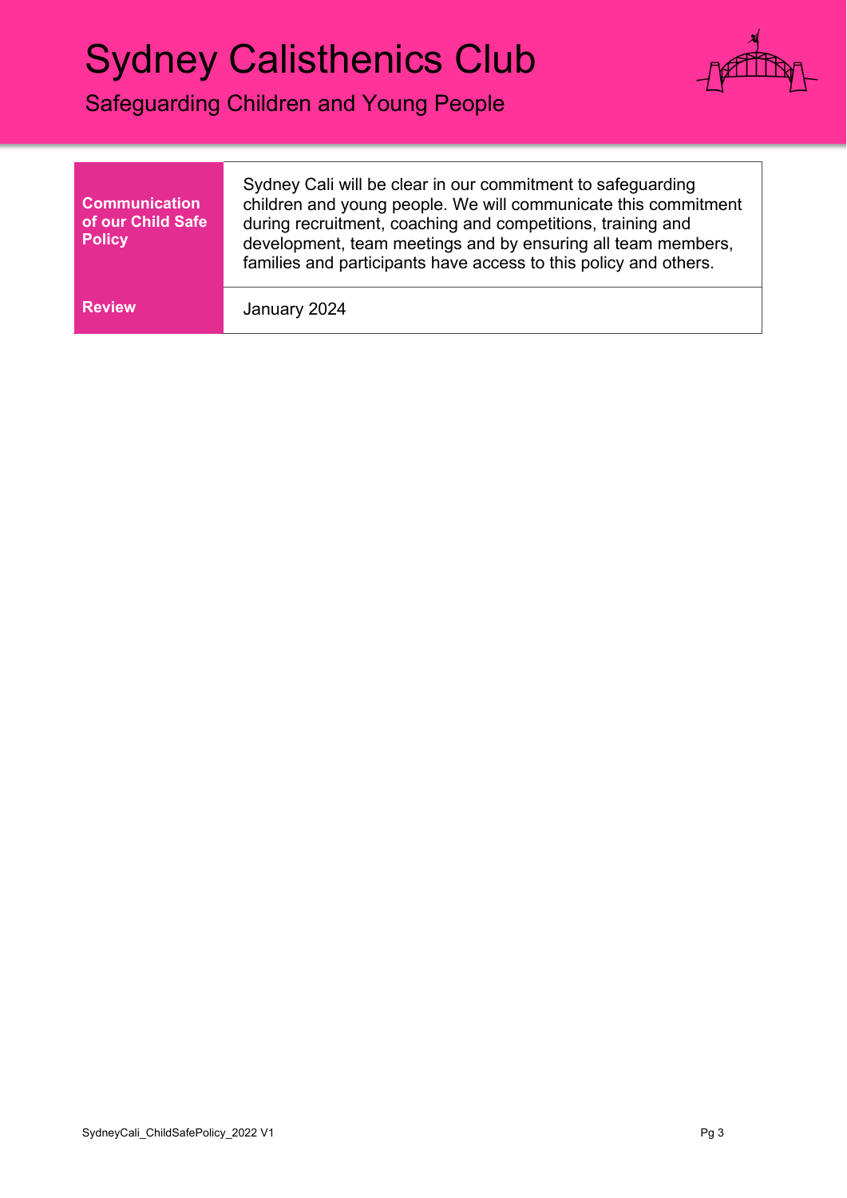| | |
|---|---|
| **Communication of our Child Safe Policy** | Sydney Cali will be clear in our commitment to safeguarding children and young people. We will communicate this commitment during recruitment, coaching and competitions, training and development, team meetings and by ensuring all team members, families and participants have access to this policy and others. |
| **Review** | January 2024 |